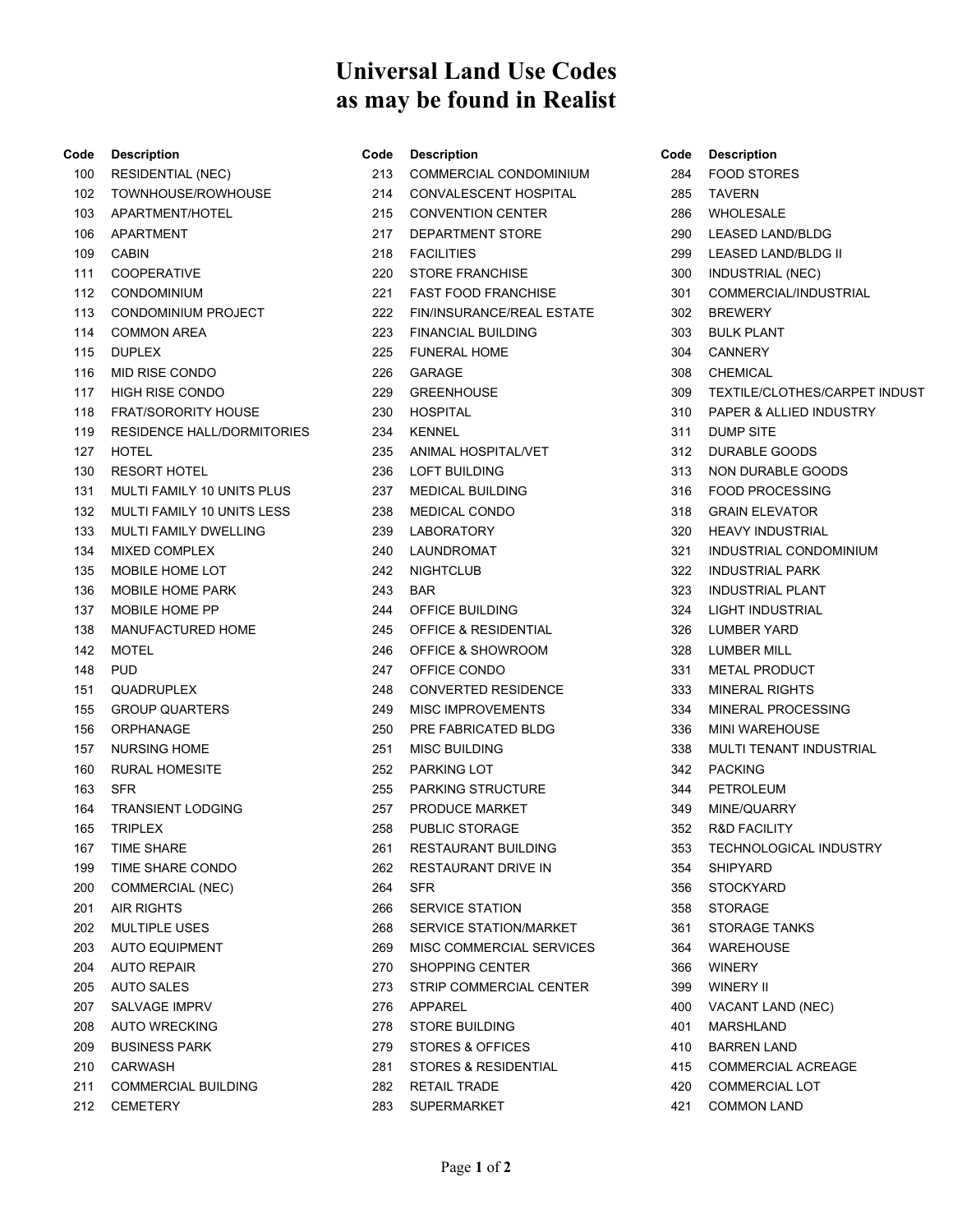# Universal Land Use Codes as may be found in Realist

| Code | Description |
|---|---|
| 100 | RESIDENTIAL (NEC) |
| 102 | TOWNHOUSE/ROWHOUSE |
| 103 | APARTMENT/HOTEL |
| 106 | APARTMENT |
| 109 | CABIN |
| 111 | COOPERATIVE |
| 112 | CONDOMINIUM |
| 113 | CONDOMINIUM PROJECT |
| 114 | COMMON AREA |
| 115 | DUPLEX |
| 116 | MID RISE CONDO |
| 117 | HIGH RISE CONDO |
| 118 | FRAT/SORORITY HOUSE |
| 119 | RESIDENCE HALL/DORMITORIES |
| 127 | HOTEL |
| 130 | RESORT HOTEL |
| 131 | MULTI FAMILY 10 UNITS PLUS |
| 132 | MULTI FAMILY 10 UNITS LESS |
| 133 | MULTI FAMILY DWELLING |
| 134 | MIXED COMPLEX |
| 135 | MOBILE HOME LOT |
| 136 | MOBILE HOME PARK |
| 137 | MOBILE HOME PP |
| 138 | MANUFACTURED HOME |
| 142 | MOTEL |
| 148 | PUD |
| 151 | QUADRUPLEX |
| 155 | GROUP QUARTERS |
| 156 | ORPHANAGE |
| 157 | NURSING HOME |
| 160 | RURAL HOMESITE |
| 163 | SFR |
| 164 | TRANSIENT LODGING |
| 165 | TRIPLEX |
| 167 | TIME SHARE |
| 199 | TIME SHARE CONDO |
| 200 | COMMERCIAL (NEC) |
| 201 | AIR RIGHTS |
| 202 | MULTIPLE USES |
| 203 | AUTO EQUIPMENT |
| 204 | AUTO REPAIR |
| 205 | AUTO SALES |
| 207 | SALVAGE IMPRV |
| 208 | AUTO WRECKING |
| 209 | BUSINESS PARK |
| 210 | CARWASH |
| 211 | COMMERCIAL BUILDING |
| 212 | CEMETERY |
| 213 | COMMERCIAL CONDOMINIUM |
| 214 | CONVALESCENT HOSPITAL |
| 215 | CONVENTION CENTER |
| 217 | DEPARTMENT STORE |
| 218 | FACILITIES |
| 220 | STORE FRANCHISE |
| 221 | FAST FOOD FRANCHISE |
| 222 | FIN/INSURANCE/REAL ESTATE |
| 223 | FINANCIAL BUILDING |
| 225 | FUNERAL HOME |
| 226 | GARAGE |
| 229 | GREENHOUSE |
| 230 | HOSPITAL |
| 234 | KENNEL |
| 235 | ANIMAL HOSPITAL/VET |
| 236 | LOFT BUILDING |
| 237 | MEDICAL BUILDING |
| 238 | MEDICAL CONDO |
| 239 | LABORATORY |
| 240 | LAUNDROMAT |
| 242 | NIGHTCLUB |
| 243 | BAR |
| 244 | OFFICE BUILDING |
| 245 | OFFICE & RESIDENTIAL |
| 246 | OFFICE & SHOWROOM |
| 247 | OFFICE CONDO |
| 248 | CONVERTED RESIDENCE |
| 249 | MISC IMPROVEMENTS |
| 250 | PRE FABRICATED BLDG |
| 251 | MISC BUILDING |
| 252 | PARKING LOT |
| 255 | PARKING STRUCTURE |
| 257 | PRODUCE MARKET |
| 258 | PUBLIC STORAGE |
| 261 | RESTAURANT BUILDING |
| 262 | RESTAURANT DRIVE IN |
| 264 | SFR |
| 266 | SERVICE STATION |
| 268 | SERVICE STATION/MARKET |
| 269 | MISC COMMERCIAL SERVICES |
| 270 | SHOPPING CENTER |
| 273 | STRIP COMMERCIAL CENTER |
| 276 | APPAREL |
| 278 | STORE BUILDING |
| 279 | STORES & OFFICES |
| 281 | STORES & RESIDENTIAL |
| 282 | RETAIL TRADE |
| 283 | SUPERMARKET |
| 284 | FOOD STORES |
| 285 | TAVERN |
| 286 | WHOLESALE |
| 290 | LEASED LAND/BLDG |
| 299 | LEASED LAND/BLDG II |
| 300 | INDUSTRIAL (NEC) |
| 301 | COMMERCIAL/INDUSTRIAL |
| 302 | BREWERY |
| 303 | BULK PLANT |
| 304 | CANNERY |
| 308 | CHEMICAL |
| 309 | TEXTILE/CLOTHES/CARPET INDUST |
| 310 | PAPER & ALLIED INDUSTRY |
| 311 | DUMP SITE |
| 312 | DURABLE GOODS |
| 313 | NON DURABLE GOODS |
| 316 | FOOD PROCESSING |
| 318 | GRAIN ELEVATOR |
| 320 | HEAVY INDUSTRIAL |
| 321 | INDUSTRIAL CONDOMINIUM |
| 322 | INDUSTRIAL PARK |
| 323 | INDUSTRIAL PLANT |
| 324 | LIGHT INDUSTRIAL |
| 326 | LUMBER YARD |
| 328 | LUMBER MILL |
| 331 | METAL PRODUCT |
| 333 | MINERAL RIGHTS |
| 334 | MINERAL PROCESSING |
| 336 | MINI WAREHOUSE |
| 338 | MULTI TENANT INDUSTRIAL |
| 342 | PACKING |
| 344 | PETROLEUM |
| 349 | MINE/QUARRY |
| 352 | R&D FACILITY |
| 353 | TECHNOLOGICAL INDUSTRY |
| 354 | SHIPYARD |
| 356 | STOCKYARD |
| 358 | STORAGE |
| 361 | STORAGE TANKS |
| 364 | WAREHOUSE |
| 366 | WINERY |
| 399 | WINERY II |
| 400 | VACANT LAND (NEC) |
| 401 | MARSHLAND |
| 410 | BARREN LAND |
| 415 | COMMERCIAL ACREAGE |
| 420 | COMMERCIAL LOT |
| 421 | COMMON LAND |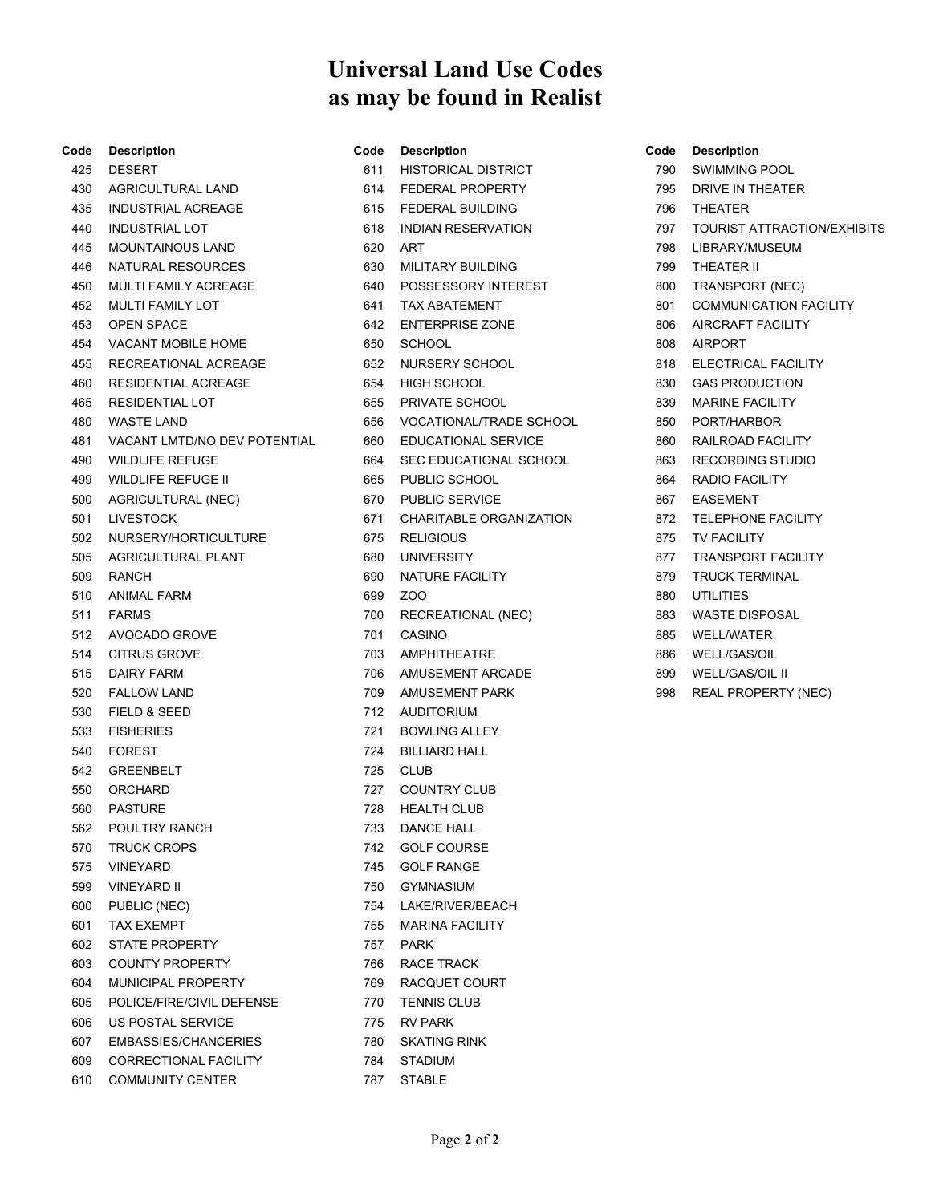# Universal Land Use Codes
# as may be found in Realist

| Code | Description |
|---|---|
| 425 | DESERT |
| 430 | AGRICULTURAL LAND |
| 435 | INDUSTRIAL ACREAGE |
| 440 | INDUSTRIAL LOT |
| 445 | MOUNTAINOUS LAND |
| 446 | NATURAL RESOURCES |
| 450 | MULTI FAMILY ACREAGE |
| 452 | MULTI FAMILY LOT |
| 453 | OPEN SPACE |
| 454 | VACANT MOBILE HOME |
| 455 | RECREATIONAL ACREAGE |
| 460 | RESIDENTIAL ACREAGE |
| 465 | RESIDENTIAL LOT |
| 480 | WASTE LAND |
| 481 | VACANT LMTD/NO DEV POTENTIAL |
| 490 | WILDLIFE REFUGE |
| 499 | WILDLIFE REFUGE II |
| 500 | AGRICULTURAL (NEC) |
| 501 | LIVESTOCK |
| 502 | NURSERY/HORTICULTURE |
| 505 | AGRICULTURAL PLANT |
| 509 | RANCH |
| 510 | ANIMAL FARM |
| 511 | FARMS |
| 512 | AVOCADO GROVE |
| 514 | CITRUS GROVE |
| 515 | DAIRY FARM |
| 520 | FALLOW LAND |
| 530 | FIELD & SEED |
| 533 | FISHERIES |
| 540 | FOREST |
| 542 | GREENBELT |
| 550 | ORCHARD |
| 560 | PASTURE |
| 562 | POULTRY RANCH |
| 570 | TRUCK CROPS |
| 575 | VINEYARD |
| 599 | VINEYARD II |
| 600 | PUBLIC (NEC) |
| 601 | TAX EXEMPT |
| 602 | STATE PROPERTY |
| 603 | COUNTY PROPERTY |
| 604 | MUNICIPAL PROPERTY |
| 605 | POLICE/FIRE/CIVIL DEFENSE |
| 606 | US POSTAL SERVICE |
| 607 | EMBASSIES/CHANCERIES |
| 609 | CORRECTIONAL FACILITY |
| 610 | COMMUNITY CENTER |

| Code | Description |
|---|---|
| 611 | HISTORICAL DISTRICT |
| 614 | FEDERAL PROPERTY |
| 615 | FEDERAL BUILDING |
| 618 | INDIAN RESERVATION |
| 620 | ART |
| 630 | MILITARY BUILDING |
| 640 | POSSESSORY INTEREST |
| 641 | TAX ABATEMENT |
| 642 | ENTERPRISE ZONE |
| 650 | SCHOOL |
| 652 | NURSERY SCHOOL |
| 654 | HIGH SCHOOL |
| 655 | PRIVATE SCHOOL |
| 656 | VOCATIONAL/TRADE SCHOOL |
| 660 | EDUCATIONAL SERVICE |
| 664 | SEC EDUCATIONAL SCHOOL |
| 665 | PUBLIC SCHOOL |
| 670 | PUBLIC SERVICE |
| 671 | CHARITABLE ORGANIZATION |
| 675 | RELIGIOUS |
| 680 | UNIVERSITY |
| 690 | NATURE FACILITY |
| 699 | ZOO |
| 700 | RECREATIONAL (NEC) |
| 701 | CASINO |
| 703 | AMPHITHEATRE |
| 706 | AMUSEMENT ARCADE |
| 709 | AMUSEMENT PARK |
| 712 | AUDITORIUM |
| 721 | BOWLING ALLEY |
| 724 | BILLIARD HALL |
| 725 | CLUB |
| 727 | COUNTRY CLUB |
| 728 | HEALTH CLUB |
| 733 | DANCE HALL |
| 742 | GOLF COURSE |
| 745 | GOLF RANGE |
| 750 | GYMNASIUM |
| 754 | LAKE/RIVER/BEACH |
| 755 | MARINA FACILITY |
| 757 | PARK |
| 766 | RACE TRACK |
| 769 | RACQUET COURT |
| 770 | TENNIS CLUB |
| 775 | RV PARK |
| 780 | SKATING RINK |
| 784 | STADIUM |
| 787 | STABLE |

| Code | Description |
|---|---|
| 790 | SWIMMING POOL |
| 795 | DRIVE IN THEATER |
| 796 | THEATER |
| 797 | TOURIST ATTRACTION/EXHIBITS |
| 798 | LIBRARY/MUSEUM |
| 799 | THEATER II |
| 800 | TRANSPORT (NEC) |
| 801 | COMMUNICATION FACILITY |
| 806 | AIRCRAFT FACILITY |
| 808 | AIRPORT |
| 818 | ELECTRICAL FACILITY |
| 830 | GAS PRODUCTION |
| 839 | MARINE FACILITY |
| 850 | PORT/HARBOR |
| 860 | RAILROAD FACILITY |
| 863 | RECORDING STUDIO |
| 864 | RADIO FACILITY |
| 867 | EASEMENT |
| 872 | TELEPHONE FACILITY |
| 875 | TV FACILITY |
| 877 | TRANSPORT FACILITY |
| 879 | TRUCK TERMINAL |
| 880 | UTILITIES |
| 883 | WASTE DISPOSAL |
| 885 | WELL/WATER |
| 886 | WELL/GAS/OIL |
| 899 | WELL/GAS/OIL II |
| 998 | REAL PROPERTY (NEC) |